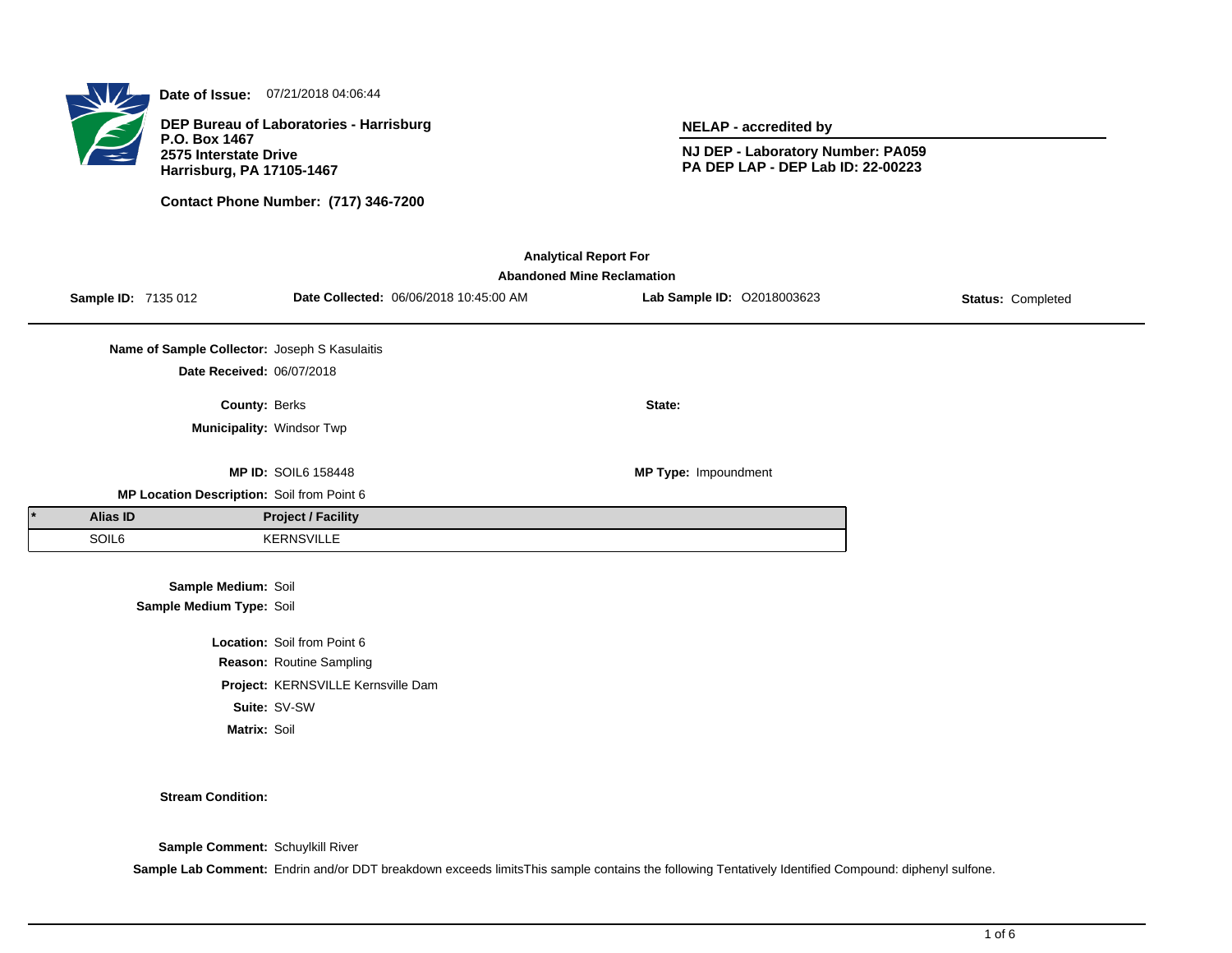**Date of Issue:** 07/21/2018 04:06:44

**DEP Bureau of Laboratories - Harrisburg**
**P.O. Box 1467**
**2575 Interstate Drive**
**Harrisburg, PA 17105-1467**

**Contact Phone Number: (717) 346-7200**

**NELAP - accredited by**

**NJ DEP - Laboratory Number: PA059**
**PA DEP LAP - DEP Lab ID: 22-00223**

**Analytical Report For**
**Abandoned Mine Reclamation**

**Sample ID:** 7135 012 **Date Collected:** 06/06/2018 10:45:00 AM **Lab Sample ID:** O2018003623 **Status:** Completed

**Name of Sample Collector:** Joseph S Kasulaitis
**Date Received:** 06/07/2018

**County:** Berks
**State:**
**Municipality:** Windsor Twp

**MP ID:** SOIL6 158448
**MP Type:** Impoundment
**MP Location Description:** Soil from Point 6

| * | Alias ID | Project / Facility |
|---|---|---|
| | SOIL6 | KERNSVILLE |

**Sample Medium:** Soil
**Sample Medium Type:** Soil

**Location:** Soil from Point 6
**Reason:** Routine Sampling
**Project:** KERNSVILLE Kernsville Dam
**Suite:** SV-SW
**Matrix:** Soil

**Stream Condition:**

**Sample Comment:** Schuylkill River
**Sample Lab Comment:** Endrin and/or DDT breakdown exceeds limitsThis sample contains the following Tentatively Identified Compound: diphenyl sulfone.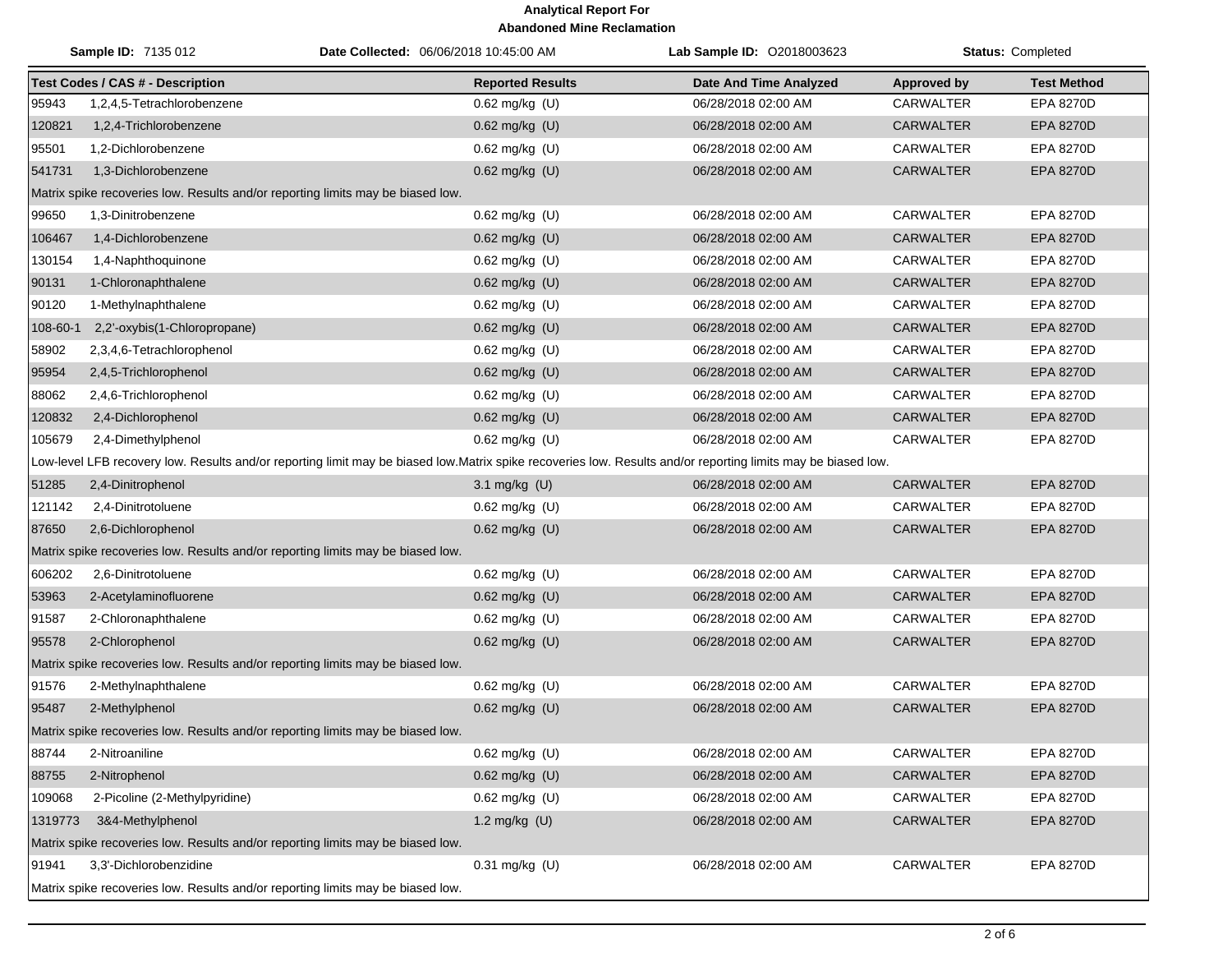**Analytical Report For**
**Abandoned Mine Reclamation**

**Sample ID:** 7135 012 **Date Collected:** 06/06/2018 10:45:00 AM **Lab Sample ID:** O2018003623 **Status:** Completed

| Test Codes / CAS # - Description | Reported Results | Date And Time Analyzed | Approved by | Test Method |
|---|---|---|---|---|
| 95943 1,2,4,5-Tetrachlorobenzene | 0.62 mg/kg (U) | 06/28/2018 02:00 AM | CARWALTER | EPA 8270D |
| 120821 1,2,4-Trichlorobenzene | 0.62 mg/kg (U) | 06/28/2018 02:00 AM | CARWALTER | EPA 8270D |
| 95501 1,2-Dichlorobenzene | 0.62 mg/kg (U) | 06/28/2018 02:00 AM | CARWALTER | EPA 8270D |
| 541731 1,3-Dichlorobenzene | 0.62 mg/kg (U) | 06/28/2018 02:00 AM | CARWALTER | EPA 8270D |
| Matrix spike recoveries low. Results and/or reporting limits may be biased low. | | | | |
| 99650 1,3-Dinitrobenzene | 0.62 mg/kg (U) | 06/28/2018 02:00 AM | CARWALTER | EPA 8270D |
| 106467 1,4-Dichlorobenzene | 0.62 mg/kg (U) | 06/28/2018 02:00 AM | CARWALTER | EPA 8270D |
| 130154 1,4-Naphthoquinone | 0.62 mg/kg (U) | 06/28/2018 02:00 AM | CARWALTER | EPA 8270D |
| 90131 1-Chloronaphthalene | 0.62 mg/kg (U) | 06/28/2018 02:00 AM | CARWALTER | EPA 8270D |
| 90120 1-Methylnaphthalene | 0.62 mg/kg (U) | 06/28/2018 02:00 AM | CARWALTER | EPA 8270D |
| 108-60-1 2,2'-oxybis(1-Chloropropane) | 0.62 mg/kg (U) | 06/28/2018 02:00 AM | CARWALTER | EPA 8270D |
| 58902 2,3,4,6-Tetrachlorophenol | 0.62 mg/kg (U) | 06/28/2018 02:00 AM | CARWALTER | EPA 8270D |
| 95954 2,4,5-Trichlorophenol | 0.62 mg/kg (U) | 06/28/2018 02:00 AM | CARWALTER | EPA 8270D |
| 88062 2,4,6-Trichlorophenol | 0.62 mg/kg (U) | 06/28/2018 02:00 AM | CARWALTER | EPA 8270D |
| 120832 2,4-Dichlorophenol | 0.62 mg/kg (U) | 06/28/2018 02:00 AM | CARWALTER | EPA 8270D |
| 105679 2,4-Dimethylphenol | 0.62 mg/kg (U) | 06/28/2018 02:00 AM | CARWALTER | EPA 8270D |
| Low-level LFB recovery low. Results and/or reporting limit may be biased low.Matrix spike recoveries low. Results and/or reporting limits may be biased low. | | | | |
| 51285 2,4-Dinitrophenol | 3.1 mg/kg (U) | 06/28/2018 02:00 AM | CARWALTER | EPA 8270D |
| 121142 2,4-Dinitrotoluene | 0.62 mg/kg (U) | 06/28/2018 02:00 AM | CARWALTER | EPA 8270D |
| 87650 2,6-Dichlorophenol | 0.62 mg/kg (U) | 06/28/2018 02:00 AM | CARWALTER | EPA 8270D |
| Matrix spike recoveries low. Results and/or reporting limits may be biased low. | | | | |
| 606202 2,6-Dinitrotoluene | 0.62 mg/kg (U) | 06/28/2018 02:00 AM | CARWALTER | EPA 8270D |
| 53963 2-Acetylaminofluorene | 0.62 mg/kg (U) | 06/28/2018 02:00 AM | CARWALTER | EPA 8270D |
| 91587 2-Chloronaphthalene | 0.62 mg/kg (U) | 06/28/2018 02:00 AM | CARWALTER | EPA 8270D |
| 95578 2-Chlorophenol | 0.62 mg/kg (U) | 06/28/2018 02:00 AM | CARWALTER | EPA 8270D |
| Matrix spike recoveries low. Results and/or reporting limits may be biased low. | | | | |
| 91576 2-Methylnaphthalene | 0.62 mg/kg (U) | 06/28/2018 02:00 AM | CARWALTER | EPA 8270D |
| 95487 2-Methylphenol | 0.62 mg/kg (U) | 06/28/2018 02:00 AM | CARWALTER | EPA 8270D |
| Matrix spike recoveries low. Results and/or reporting limits may be biased low. | | | | |
| 88744 2-Nitroaniline | 0.62 mg/kg (U) | 06/28/2018 02:00 AM | CARWALTER | EPA 8270D |
| 88755 2-Nitrophenol | 0.62 mg/kg (U) | 06/28/2018 02:00 AM | CARWALTER | EPA 8270D |
| 109068 2-Picoline (2-Methylpyridine) | 0.62 mg/kg (U) | 06/28/2018 02:00 AM | CARWALTER | EPA 8270D |
| 1319773 3&4-Methylphenol | 1.2 mg/kg (U) | 06/28/2018 02:00 AM | CARWALTER | EPA 8270D |
| Matrix spike recoveries low. Results and/or reporting limits may be biased low. | | | | |
| 91941 3,3'-Dichlorobenzidine | 0.31 mg/kg (U) | 06/28/2018 02:00 AM | CARWALTER | EPA 8270D |
| Matrix spike recoveries low. Results and/or reporting limits may be biased low. | | | | |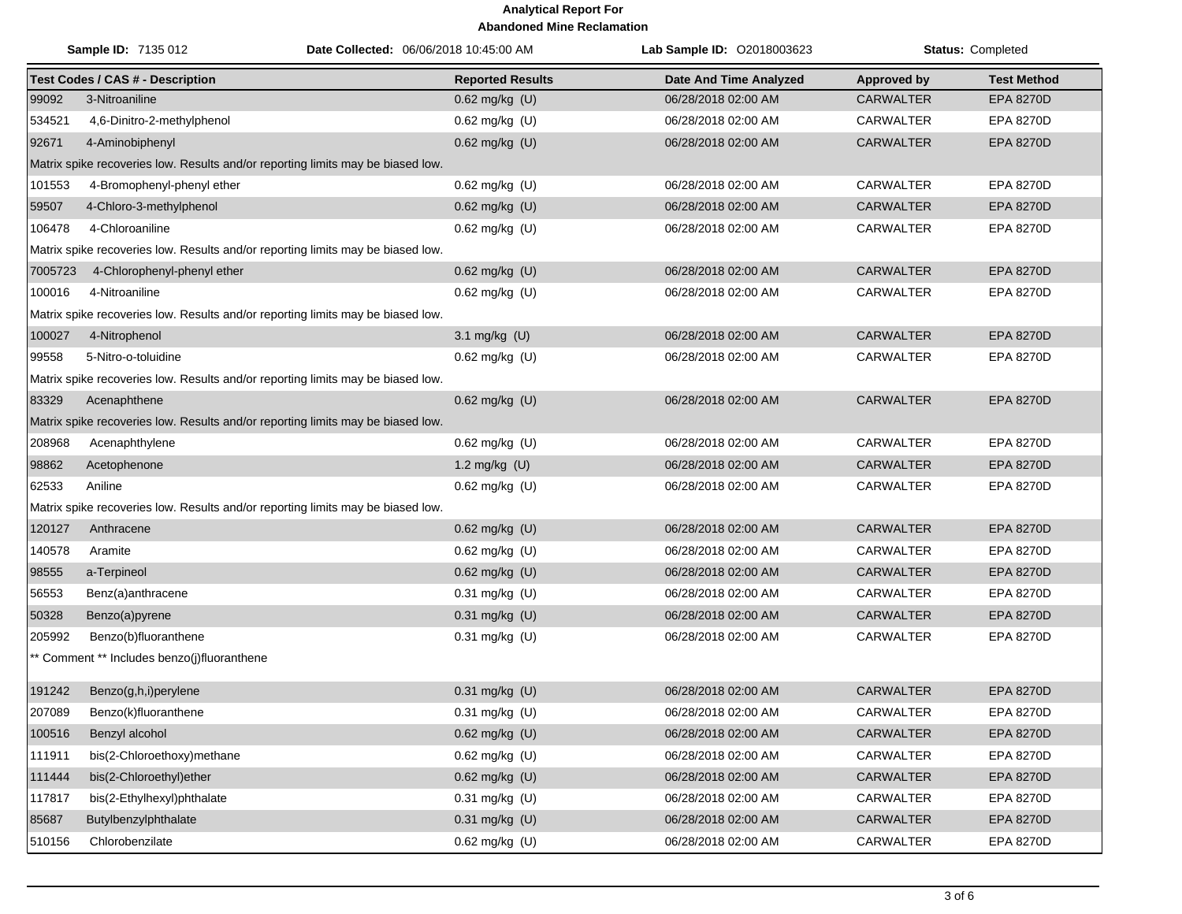**Analytical Report For**
**Abandoned Mine Reclamation**

**Sample ID:** 7135 012 | **Date Collected:** 06/06/2018 10:45:00 AM | **Lab Sample ID:** O2018003623 | **Status:** Completed

| Test Codes / CAS # - Description | Reported Results | Date And Time Analyzed | Approved by | Test Method |
|---|---|---|---|---|
| 99092 3-Nitroaniline | 0.62 mg/kg (U) | 06/28/2018 02:00 AM | CARWALTER | EPA 8270D |
| 534521 4,6-Dinitro-2-methylphenol | 0.62 mg/kg (U) | 06/28/2018 02:00 AM | CARWALTER | EPA 8270D |
| 92671 4-Aminobiphenyl | 0.62 mg/kg (U) | 06/28/2018 02:00 AM | CARWALTER | EPA 8270D |
| Matrix spike recoveries low. Results and/or reporting limits may be biased low. | | | | |
| 101553 4-Bromophenyl-phenyl ether | 0.62 mg/kg (U) | 06/28/2018 02:00 AM | CARWALTER | EPA 8270D |
| 59507 4-Chloro-3-methylphenol | 0.62 mg/kg (U) | 06/28/2018 02:00 AM | CARWALTER | EPA 8270D |
| 106478 4-Chloroaniline | 0.62 mg/kg (U) | 06/28/2018 02:00 AM | CARWALTER | EPA 8270D |
| Matrix spike recoveries low. Results and/or reporting limits may be biased low. | | | | |
| 7005723 4-Chlorophenyl-phenyl ether | 0.62 mg/kg (U) | 06/28/2018 02:00 AM | CARWALTER | EPA 8270D |
| 100016 4-Nitroaniline | 0.62 mg/kg (U) | 06/28/2018 02:00 AM | CARWALTER | EPA 8270D |
| Matrix spike recoveries low. Results and/or reporting limits may be biased low. | | | | |
| 100027 4-Nitrophenol | 3.1 mg/kg (U) | 06/28/2018 02:00 AM | CARWALTER | EPA 8270D |
| 99558 5-Nitro-o-toluidine | 0.62 mg/kg (U) | 06/28/2018 02:00 AM | CARWALTER | EPA 8270D |
| Matrix spike recoveries low. Results and/or reporting limits may be biased low. | | | | |
| 83329 Acenaphthene | 0.62 mg/kg (U) | 06/28/2018 02:00 AM | CARWALTER | EPA 8270D |
| Matrix spike recoveries low. Results and/or reporting limits may be biased low. | | | | |
| 208968 Acenaphthylene | 0.62 mg/kg (U) | 06/28/2018 02:00 AM | CARWALTER | EPA 8270D |
| 98862 Acetophenone | 1.2 mg/kg (U) | 06/28/2018 02:00 AM | CARWALTER | EPA 8270D |
| 62533 Aniline | 0.62 mg/kg (U) | 06/28/2018 02:00 AM | CARWALTER | EPA 8270D |
| Matrix spike recoveries low. Results and/or reporting limits may be biased low. | | | | |
| 120127 Anthracene | 0.62 mg/kg (U) | 06/28/2018 02:00 AM | CARWALTER | EPA 8270D |
| 140578 Aramite | 0.62 mg/kg (U) | 06/28/2018 02:00 AM | CARWALTER | EPA 8270D |
| 98555 a-Terpineol | 0.62 mg/kg (U) | 06/28/2018 02:00 AM | CARWALTER | EPA 8270D |
| 56553 Benz(a)anthracene | 0.31 mg/kg (U) | 06/28/2018 02:00 AM | CARWALTER | EPA 8270D |
| 50328 Benzo(a)pyrene | 0.31 mg/kg (U) | 06/28/2018 02:00 AM | CARWALTER | EPA 8270D |
| 205992 Benzo(b)fluoranthene | 0.31 mg/kg (U) | 06/28/2018 02:00 AM | CARWALTER | EPA 8270D |
| ** Comment ** Includes benzo(j)fluoranthene | | | | |
| 191242 Benzo(g,h,i)perylene | 0.31 mg/kg (U) | 06/28/2018 02:00 AM | CARWALTER | EPA 8270D |
| 207089 Benzo(k)fluoranthene | 0.31 mg/kg (U) | 06/28/2018 02:00 AM | CARWALTER | EPA 8270D |
| 100516 Benzyl alcohol | 0.62 mg/kg (U) | 06/28/2018 02:00 AM | CARWALTER | EPA 8270D |
| 111911 bis(2-Chloroethoxy)methane | 0.62 mg/kg (U) | 06/28/2018 02:00 AM | CARWALTER | EPA 8270D |
| 111444 bis(2-Chloroethyl)ether | 0.62 mg/kg (U) | 06/28/2018 02:00 AM | CARWALTER | EPA 8270D |
| 117817 bis(2-Ethylhexyl)phthalate | 0.31 mg/kg (U) | 06/28/2018 02:00 AM | CARWALTER | EPA 8270D |
| 85687 Butylbenzylphthalate | 0.31 mg/kg (U) | 06/28/2018 02:00 AM | CARWALTER | EPA 8270D |
| 510156 Chlorobenzilate | 0.62 mg/kg (U) | 06/28/2018 02:00 AM | CARWALTER | EPA 8270D |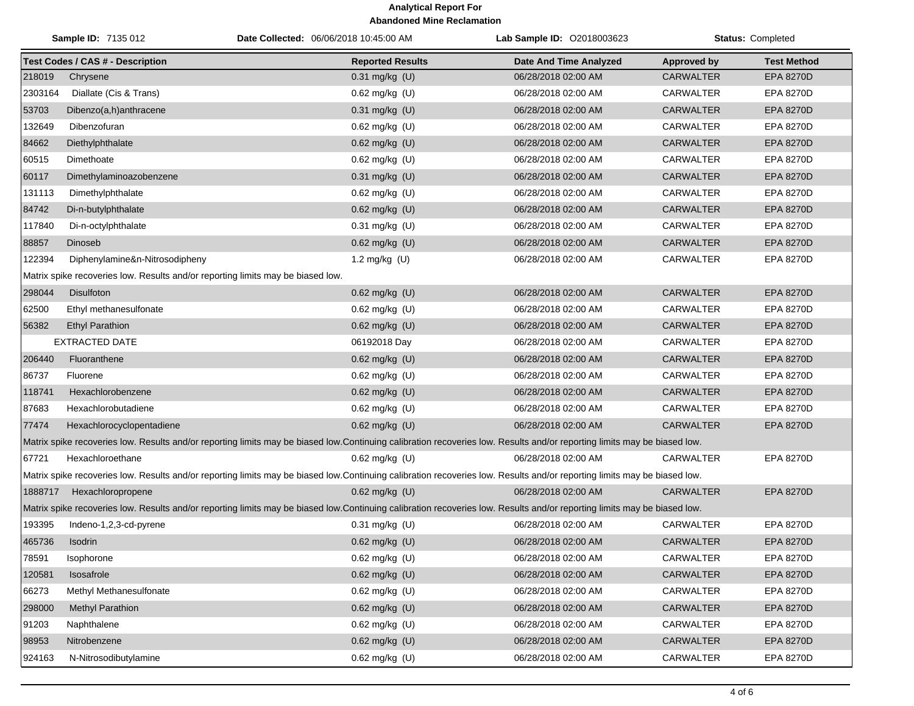# Analytical Report For
## Abandoned Mine Reclamation

**Sample ID:** 7135 012 **Date Collected:** 06/06/2018 10:45:00 AM **Lab Sample ID:** O2018003623 **Status:** Completed

| Test Codes / CAS # - Description | Reported Results | Date And Time Analyzed | Approved by | Test Method |
|---|---|---|---|---|
| 218019 Chrysene | 0.31 mg/kg (U) | 06/28/2018 02:00 AM | CARWALTER | EPA 8270D |
| 2303164 Diallate (Cis & Trans) | 0.62 mg/kg (U) | 06/28/2018 02:00 AM | CARWALTER | EPA 8270D |
| 53703 Dibenzo(a,h)anthracene | 0.31 mg/kg (U) | 06/28/2018 02:00 AM | CARWALTER | EPA 8270D |
| 132649 Dibenzofuran | 0.62 mg/kg (U) | 06/28/2018 02:00 AM | CARWALTER | EPA 8270D |
| 84662 Diethylphthalate | 0.62 mg/kg (U) | 06/28/2018 02:00 AM | CARWALTER | EPA 8270D |
| 60515 Dimethoate | 0.62 mg/kg (U) | 06/28/2018 02:00 AM | CARWALTER | EPA 8270D |
| 60117 Dimethylaminoazobenzene | 0.31 mg/kg (U) | 06/28/2018 02:00 AM | CARWALTER | EPA 8270D |
| 131113 Dimethylphthalate | 0.62 mg/kg (U) | 06/28/2018 02:00 AM | CARWALTER | EPA 8270D |
| 84742 Di-n-butylphthalate | 0.62 mg/kg (U) | 06/28/2018 02:00 AM | CARWALTER | EPA 8270D |
| 117840 Di-n-octylphthalate | 0.31 mg/kg (U) | 06/28/2018 02:00 AM | CARWALTER | EPA 8270D |
| 88857 Dinoseb | 0.62 mg/kg (U) | 06/28/2018 02:00 AM | CARWALTER | EPA 8270D |
| 122394 Diphenylamine&n-Nitrosodipheny | 1.2 mg/kg (U) | 06/28/2018 02:00 AM | CARWALTER | EPA 8270D |
| Matrix spike recoveries low. Results and/or reporting limits may be biased low. | | | | |
| 298044 Disulfoton | 0.62 mg/kg (U) | 06/28/2018 02:00 AM | CARWALTER | EPA 8270D |
| 62500 Ethyl methanesulfonate | 0.62 mg/kg (U) | 06/28/2018 02:00 AM | CARWALTER | EPA 8270D |
| 56382 Ethyl Parathion | 0.62 mg/kg (U) | 06/28/2018 02:00 AM | CARWALTER | EPA 8270D |
| EXTRACTED DATE | 06192018 Day | 06/28/2018 02:00 AM | CARWALTER | EPA 8270D |
| 206440 Fluoranthene | 0.62 mg/kg (U) | 06/28/2018 02:00 AM | CARWALTER | EPA 8270D |
| 86737 Fluorene | 0.62 mg/kg (U) | 06/28/2018 02:00 AM | CARWALTER | EPA 8270D |
| 118741 Hexachlorobenzene | 0.62 mg/kg (U) | 06/28/2018 02:00 AM | CARWALTER | EPA 8270D |
| 87683 Hexachlorobutadiene | 0.62 mg/kg (U) | 06/28/2018 02:00 AM | CARWALTER | EPA 8270D |
| 77474 Hexachlorocyclopentadiene | 0.62 mg/kg (U) | 06/28/2018 02:00 AM | CARWALTER | EPA 8270D |
| Matrix spike recoveries low. Results and/or reporting limits may be biased low.Continuing calibration recoveries low. Results and/or reporting limits may be biased low. | | | | |
| 67721 Hexachloroethane | 0.62 mg/kg (U) | 06/28/2018 02:00 AM | CARWALTER | EPA 8270D |
| Matrix spike recoveries low. Results and/or reporting limits may be biased low.Continuing calibration recoveries low. Results and/or reporting limits may be biased low. | | | | |
| 1888717 Hexachloropropene | 0.62 mg/kg (U) | 06/28/2018 02:00 AM | CARWALTER | EPA 8270D |
| Matrix spike recoveries low. Results and/or reporting limits may be biased low.Continuing calibration recoveries low. Results and/or reporting limits may be biased low. | | | | |
| 193395 Indeno-1,2,3-cd-pyrene | 0.31 mg/kg (U) | 06/28/2018 02:00 AM | CARWALTER | EPA 8270D |
| 465736 Isodrin | 0.62 mg/kg (U) | 06/28/2018 02:00 AM | CARWALTER | EPA 8270D |
| 78591 Isophorone | 0.62 mg/kg (U) | 06/28/2018 02:00 AM | CARWALTER | EPA 8270D |
| 120581 Isosafrole | 0.62 mg/kg (U) | 06/28/2018 02:00 AM | CARWALTER | EPA 8270D |
| 66273 Methyl Methanesulfonate | 0.62 mg/kg (U) | 06/28/2018 02:00 AM | CARWALTER | EPA 8270D |
| 298000 Methyl Parathion | 0.62 mg/kg (U) | 06/28/2018 02:00 AM | CARWALTER | EPA 8270D |
| 91203 Naphthalene | 0.62 mg/kg (U) | 06/28/2018 02:00 AM | CARWALTER | EPA 8270D |
| 98953 Nitrobenzene | 0.62 mg/kg (U) | 06/28/2018 02:00 AM | CARWALTER | EPA 8270D |
| 924163 N-Nitrosodibutylamine | 0.62 mg/kg (U) | 06/28/2018 02:00 AM | CARWALTER | EPA 8270D |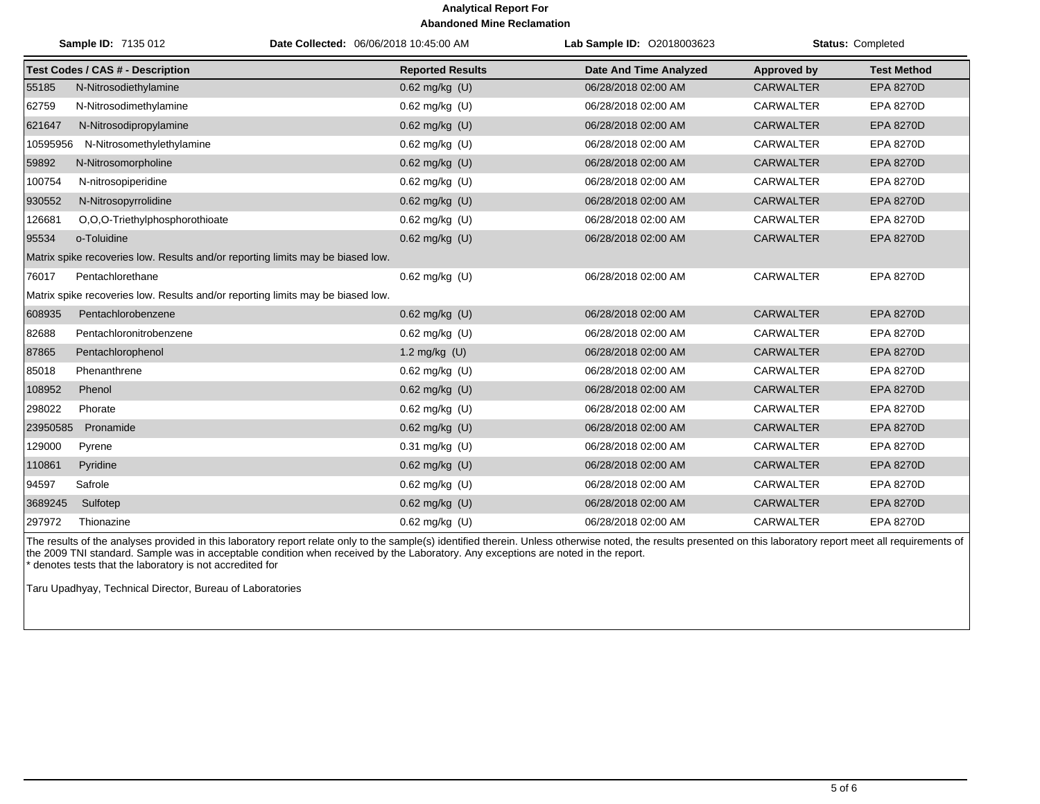**Analytical Report For**
**Abandoned Mine Reclamation**

**Sample ID:** 7135 012 | **Date Collected:** 06/06/2018 10:45:00 AM | **Lab Sample ID:** O2018003623 | **Status:** Completed

| Test Codes / CAS # - Description | | Reported Results | Date And Time Analyzed | Approved by | Test Method |
|---|---|---|---|---|---|
| 55185 | N-Nitrosodiethylamine | 0.62 mg/kg (U) | 06/28/2018 02:00 AM | CARWALTER | EPA 8270D |
| 62759 | N-Nitrosodimethylamine | 0.62 mg/kg (U) | 06/28/2018 02:00 AM | CARWALTER | EPA 8270D |
| 621647 | N-Nitrosodipropylamine | 0.62 mg/kg (U) | 06/28/2018 02:00 AM | CARWALTER | EPA 8270D |
| 10595956 | N-Nitrosomethylethylamine | 0.62 mg/kg (U) | 06/28/2018 02:00 AM | CARWALTER | EPA 8270D |
| 59892 | N-Nitrosomorpholine | 0.62 mg/kg (U) | 06/28/2018 02:00 AM | CARWALTER | EPA 8270D |
| 100754 | N-nitrosopiperidine | 0.62 mg/kg (U) | 06/28/2018 02:00 AM | CARWALTER | EPA 8270D |
| 930552 | N-Nitrosopyrrolidine | 0.62 mg/kg (U) | 06/28/2018 02:00 AM | CARWALTER | EPA 8270D |
| 126681 | O,O,O-Triethylphosphorothioate | 0.62 mg/kg (U) | 06/28/2018 02:00 AM | CARWALTER | EPA 8270D |
| 95534 | o-Toluidine | 0.62 mg/kg (U) | 06/28/2018 02:00 AM | CARWALTER | EPA 8270D |
| Matrix spike recoveries low. Results and/or reporting limits may be biased low. | | | | | |
| 76017 | Pentachlorethane | 0.62 mg/kg (U) | 06/28/2018 02:00 AM | CARWALTER | EPA 8270D |
| Matrix spike recoveries low. Results and/or reporting limits may be biased low. | | | | | |
| 608935 | Pentachlorobenzene | 0.62 mg/kg (U) | 06/28/2018 02:00 AM | CARWALTER | EPA 8270D |
| 82688 | Pentachloronitrobenzene | 0.62 mg/kg (U) | 06/28/2018 02:00 AM | CARWALTER | EPA 8270D |
| 87865 | Pentachlorophenol | 1.2 mg/kg (U) | 06/28/2018 02:00 AM | CARWALTER | EPA 8270D |
| 85018 | Phenanthrene | 0.62 mg/kg (U) | 06/28/2018 02:00 AM | CARWALTER | EPA 8270D |
| 108952 | Phenol | 0.62 mg/kg (U) | 06/28/2018 02:00 AM | CARWALTER | EPA 8270D |
| 298022 | Phorate | 0.62 mg/kg (U) | 06/28/2018 02:00 AM | CARWALTER | EPA 8270D |
| 23950585 | Pronamide | 0.62 mg/kg (U) | 06/28/2018 02:00 AM | CARWALTER | EPA 8270D |
| 129000 | Pyrene | 0.31 mg/kg (U) | 06/28/2018 02:00 AM | CARWALTER | EPA 8270D |
| 110861 | Pyridine | 0.62 mg/kg (U) | 06/28/2018 02:00 AM | CARWALTER | EPA 8270D |
| 94597 | Safrole | 0.62 mg/kg (U) | 06/28/2018 02:00 AM | CARWALTER | EPA 8270D |
| 3689245 | Sulfotep | 0.62 mg/kg (U) | 06/28/2018 02:00 AM | CARWALTER | EPA 8270D |
| 297972 | Thionazine | 0.62 mg/kg (U) | 06/28/2018 02:00 AM | CARWALTER | EPA 8270D |

The results of the analyses provided in this laboratory report relate only to the sample(s) identified therein. Unless otherwise noted, the results presented on this laboratory report meet all requirements of the 2009 TNI standard. Sample was in acceptable condition when received by the Laboratory. Any exceptions are noted in the report.
* denotes tests that the laboratory is not accredited for

Taru Upadhyay, Technical Director, Bureau of Laboratories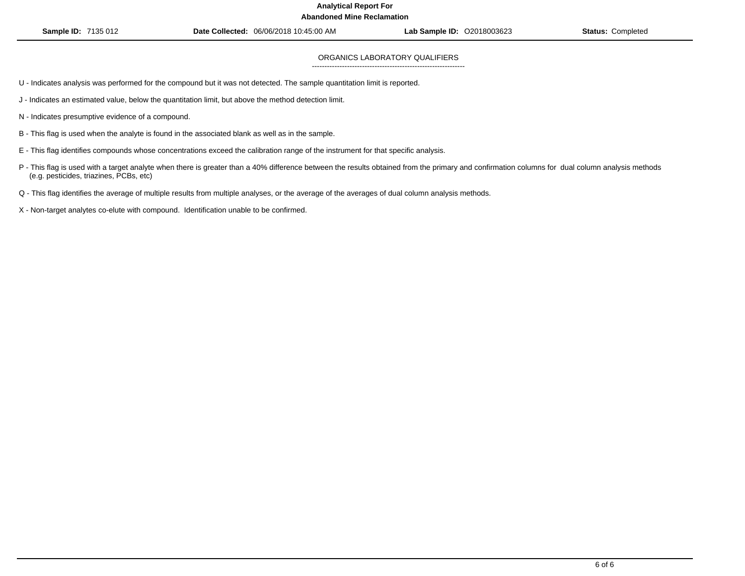**Sample ID:** 7135 012 **Date Collected:** 06/06/2018 10:45:00 AM **Lab Sample ID:** O2018003623 **Status:** Completed

## ORGANICS LABORATORY QUALIFIERS

U - Indicates analysis was performed for the compound but it was not detected. The sample quantitation limit is reported.

J - Indicates an estimated value, below the quantitation limit, but above the method detection limit.

N - Indicates presumptive evidence of a compound.

B - This flag is used when the analyte is found in the associated blank as well as in the sample.

E - This flag identifies compounds whose concentrations exceed the calibration range of the instrument for that specific analysis.

P - This flag is used with a target analyte when there is greater than a 40% difference between the results obtained from the primary and confirmation columns for dual column analysis methods (e.g. pesticides, triazines, PCBs, etc)

Q - This flag identifies the average of multiple results from multiple analyses, or the average of the averages of dual column analysis methods.

X - Non-target analytes co-elute with compound. Identification unable to be confirmed.